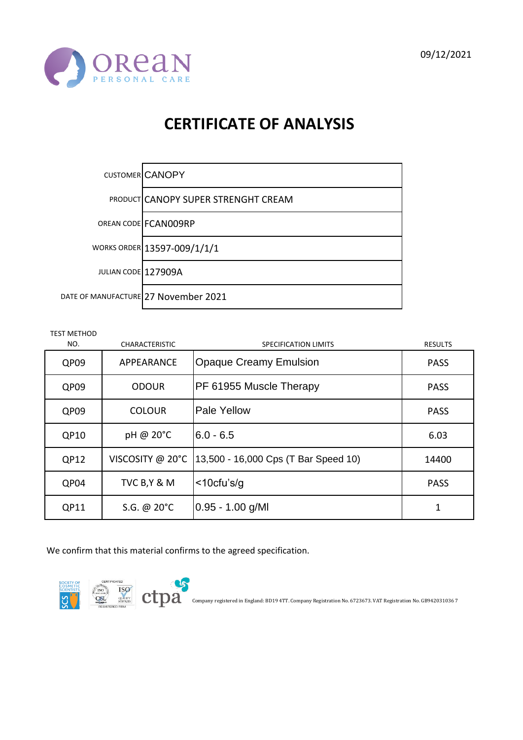OREAN PERSONAL CARE

09/12/2021

# CERTIFICATE OF ANALYSIS

| | |
|---|---|
| CUSTOMER | CANOPY |
| PRODUCT | CANOPY SUPER STRENGHT CREAM |
| OREAN CODE | FCAN009RP |
| WORKS ORDER | 13597-009/1/1/1 |
| JULIAN CODE | 127909A |
| DATE OF MANUFACTURE | 27 November 2021 |

| TEST METHOD NO. | CHARACTERISTIC | SPECIFICATION LIMITS | RESULTS |
|---|---|---|---|
| QP09 | APPEARANCE | Opaque Creamy Emulsion | PASS |
| QP09 | ODOUR | PF 61955 Muscle Therapy | PASS |
| QP09 | COLOUR | Pale Yellow | PASS |
| QP10 | pH @ 20°C | 6.0 - 6.5 | 6.03 |
| QP12 | VISCOSITY @ 20°C | 13,500 - 16,000 Cps (T Bar Speed 10) | 14400 |
| QP04 | TVC B,Y & M | <10cfu's/g | PASS |
| QP11 | S.G. @ 20°C | 0.95 - 1.00 g/Ml | 1 |

We confirm that this material confirms to the agreed specification.

Company registered in England: BD19 4TT. Company Registration No. 6723673. VAT Registration No. GB9420310367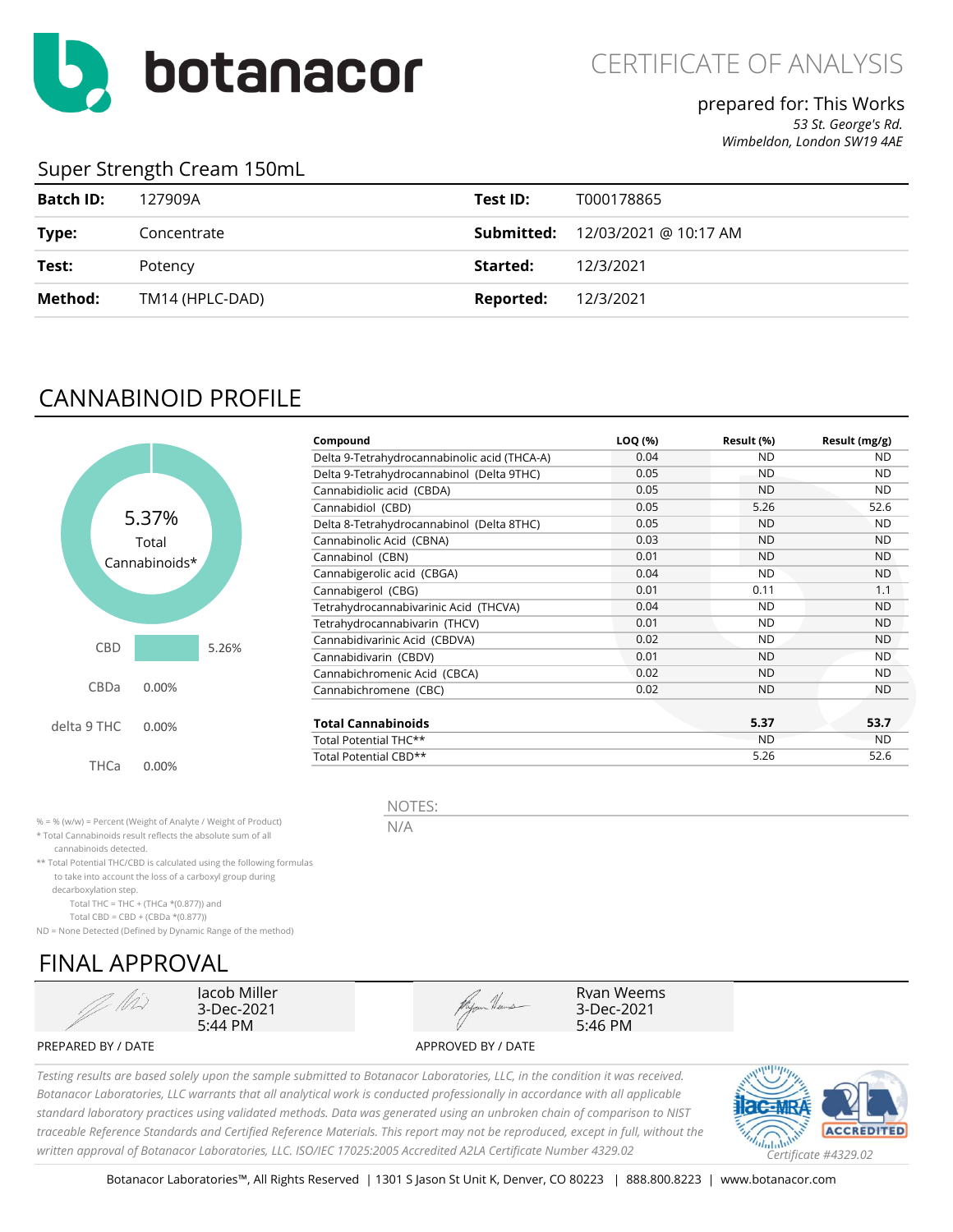# botanacor

CERTIFICATE OF ANALYSIS

prepared for: This Works
*53 St. George's Rd.*
*Wimbeldon, London SW19 4AE*

## Super Strength Cream 150mL

| | | | |
|---|---|---|---|
| **Batch ID:** | 127909A | **Test ID:** | T000178865 |
| **Type:** | Concentrate | **Submitted:** | 12/03/2021 @ 10:17 AM |
| **Test:** | Potency | **Started:** | 12/3/2021 |
| **Method:** | TM14 (HPLC-DAD) | **Reported:** | 12/3/2021 |

## CANNABINOID PROFILE

5.37% Total Cannabinoids*

| | |
|---|---|
| CBD | 5.26% |
| CBDa | 0.00% |
| delta 9 THC | 0.00% |
| THCa | 0.00% |

| Compound | LOQ (%) | Result (%) | Result (mg/g) |
|---|---|---|---|
| Delta 9-Tetrahydrocannabinolic acid (THCA-A) | 0.04 | ND | ND |
| Delta 9-Tetrahydrocannabinol (Delta 9THC) | 0.05 | ND | ND |
| Cannabidiolic acid (CBDA) | 0.05 | ND | ND |
| Cannabidiol (CBD) | 0.05 | 5.26 | 52.6 |
| Delta 8-Tetrahydrocannabinol (Delta 8THC) | 0.05 | ND | ND |
| Cannabinolic Acid (CBNA) | 0.03 | ND | ND |
| Cannabinol (CBN) | 0.01 | ND | ND |
| Cannabigerolic acid (CBGA) | 0.04 | ND | ND |
| Cannabigerol (CBG) | 0.01 | 0.11 | 1.1 |
| Tetrahydrocannabivarinic Acid (THCVA) | 0.04 | ND | ND |
| Tetrahydrocannabivarin (THCV) | 0.01 | ND | ND |
| Cannabidivarinic Acid (CBDVA) | 0.02 | ND | ND |
| Cannabidivarin (CBDV) | 0.01 | ND | ND |
| Cannabichromenic Acid (CBCA) | 0.02 | ND | ND |
| Cannabichromene (CBC) | 0.02 | ND | ND |
| **Total Cannabinoids** | | **5.37** | **53.7** |
| Total Potential THC** | | ND | ND |
| Total Potential CBD** | | 5.26 | 52.6 |

% = % (w/w) = Percent (Weight of Analyte / Weight of Product)
* Total Cannabinoids result reflects the absolute sum of all cannabinoids detected.
** Total Potential THC/CBD is calculated using the following formulas to take into account the loss of a carboxyl group during decarboxylation step.
Total THC = THC + (THCa *(0.877)) and
Total CBD = CBD + (CBDa *(0.877))
ND = None Detected (Defined by Dynamic Range of the method)

NOTES:
N/A

## FINAL APPROVAL

| PREPARED BY / DATE | APPROVED BY / DATE |
|---|---|
| Jacob Miller 3-Dec-2021 5:44 PM | Ryan Weems 3-Dec-2021 5:46 PM |

*Testing results are based solely upon the sample submitted to Botanacor Laboratories, LLC, in the condition it was received. Botanacor Laboratories, LLC warrants that all analytical work is conducted professionally in accordance with all applicable standard laboratory practices using validated methods. Data was generated using an unbroken chain of comparison to NIST traceable Reference Standards and Certified Reference Materials. This report may not be reproduced, except in full, without the written approval of Botanacor Laboratories, LLC. ISO/IEC 17025:2005 Accredited A2LA Certificate Number 4329.02*

ACCREDITED *Certificate #4329.02*

Botanacor Laboratories™, All Rights Reserved | 1301 S Jason St Unit K, Denver, CO 80223 | 888.800.8223 | www.botanacor.com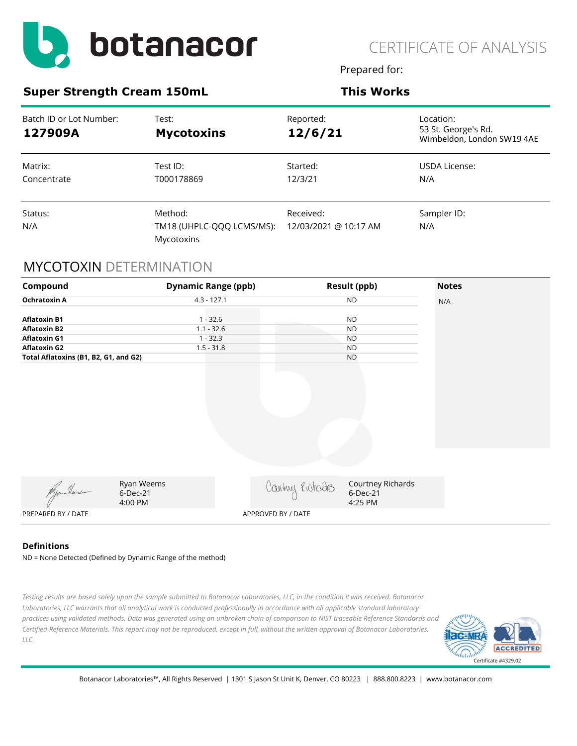# botanacor

CERTIFICATE OF ANALYSIS

Prepared for:

## Super Strength Cream 150mL

## This Works

| Batch ID or Lot Number: | Test: | Reported: | Location: |
|---|---|---|---|
| **127909A** | **Mycotoxins** | **12/6/21** | 53 St. George's Rd. Wimbeldon, London SW19 4AE |
| Matrix: | Test ID: | Started: | USDA License: |
| Concentrate | T000178869 | 12/3/21 | N/A |
| Status: | Method: | Received: | Sampler ID: |
| N/A | TM18 (UHPLC-QQQ LCMS/MS): Mycotoxins | 12/03/2021 @ 10:17 AM | N/A |

## MYCOTOXIN DETERMINATION

| Compound | Dynamic Range (ppb) | Result (ppb) | Notes |
|---|---|---|---|
| **Ochratoxin A** | 4.3 - 127.1 | ND | N/A |
| **Aflatoxin B1** | 1 - 32.6 | ND | |
| **Aflatoxin B2** | 1.1 - 32.6 | ND | |
| **Aflatoxin G1** | 1 - 32.3 | ND | |
| **Aflatoxin G2** | 1.5 - 31.8 | ND | |
| **Total Aflatoxins (B1, B2, G1, and G2)** | | ND | |

Ryan Weems
6-Dec-21
4:00 PM

PREPARED BY / DATE

Courtney Richards
6-Dec-21
4:25 PM

APPROVED BY / DATE

### Definitions

ND = None Detected (Defined by Dynamic Range of the method)

*Testing results are based solely upon the sample submitted to Botanacor Laboratories, LLC, in the condition it was received. Botanacor Laboratories, LLC warrants that all analytical work is conducted professionally in accordance with all applicable standard laboratory practices using validated methods. Data was generated using an unbroken chain of comparison to NIST traceable Reference Standards and Certified Reference Materials. This report may not be reproduced, except in full, without the written approval of Botanacor Laboratories, LLC.*

ilac-MRA A2LA ACCREDITED Certificate #4329.02

Botanacor Laboratories™, All Rights Reserved | 1301 S Jason St Unit K, Denver, CO 80223 | 888.800.8223 | www.botanacor.com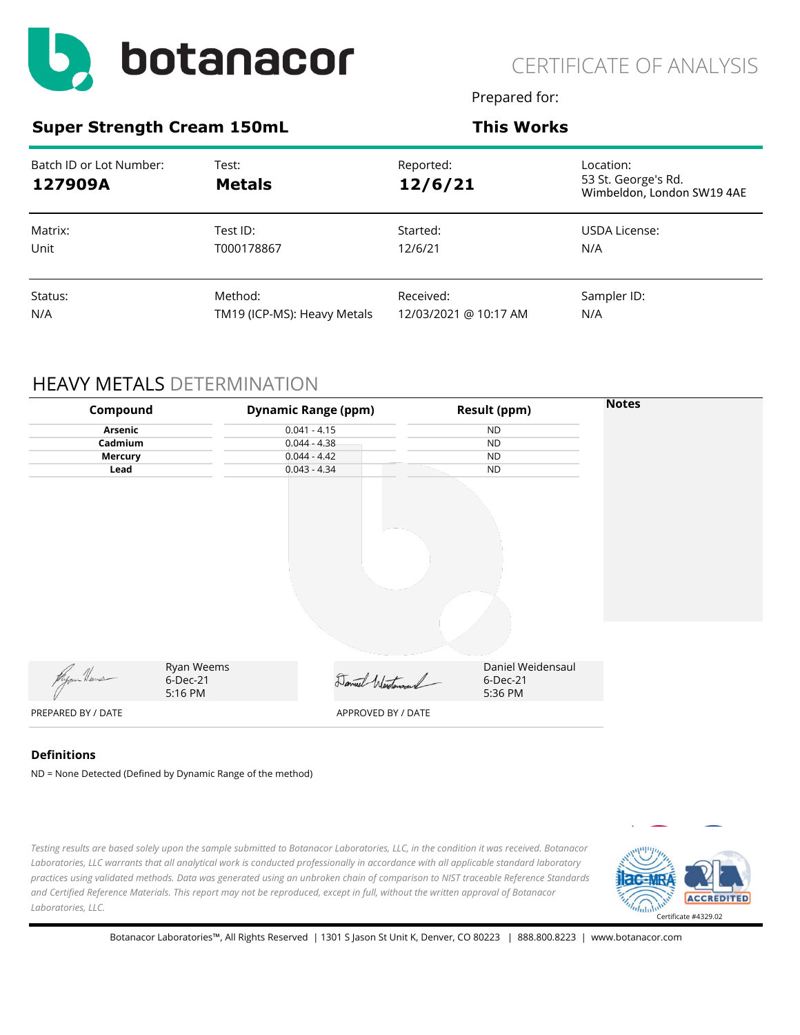# botanacor

CERTIFICATE OF ANALYSIS

Prepared for:

**Super Strength Cream 150mL** | **This Works**

| Batch ID or Lot Number: | Test: | Reported: | Location: |
|---|---|---|---|
| **127909A** | **Metals** | **12/6/21** | 53 St. George's Rd. Wimbeldon, London SW19 4AE |
| Matrix: | Test ID: | Started: | USDA License: |
| Unit | T000178867 | 12/6/21 | N/A |
| Status: | Method: | Received: | Sampler ID: |
| N/A | TM19 (ICP-MS): Heavy Metals | 12/03/2021 @ 10:17 AM | N/A |

## HEAVY METALS DETERMINATION

| Compound | Dynamic Range (ppm) | Result (ppm) |
|---|---|---|
| **Arsenic** | 0.041 - 4.15 | ND |
| **Cadmium** | 0.044 - 4.38 | ND |
| **Mercury** | 0.044 - 4.42 | ND |
| **Lead** | 0.043 - 4.34 | ND |

**Notes**

Ryan Weems
6-Dec-21
5:16 PM

PREPARED BY / DATE

Daniel Weidensaul
6-Dec-21
5:36 PM

APPROVED BY / DATE

### Definitions

ND = None Detected (Defined by Dynamic Range of the method)

*Testing results are based solely upon the sample submitted to Botanacor Laboratories, LLC, in the condition it was received. Botanacor Laboratories, LLC warrants that all analytical work is conducted professionally in accordance with all applicable standard laboratory practices using validated methods. Data was generated using an unbroken chain of comparison to NIST traceable Reference Standards and Certified Reference Materials. This report may not be reproduced, except in full, without the written approval of Botanacor Laboratories, LLC.*

ilac-MRA | A2LA ACCREDITED | Certificate #4329.02

Botanacor Laboratories™, All Rights Reserved | 1301 S Jason St Unit K, Denver, CO 80223 | 888.800.8223 | www.botanacor.com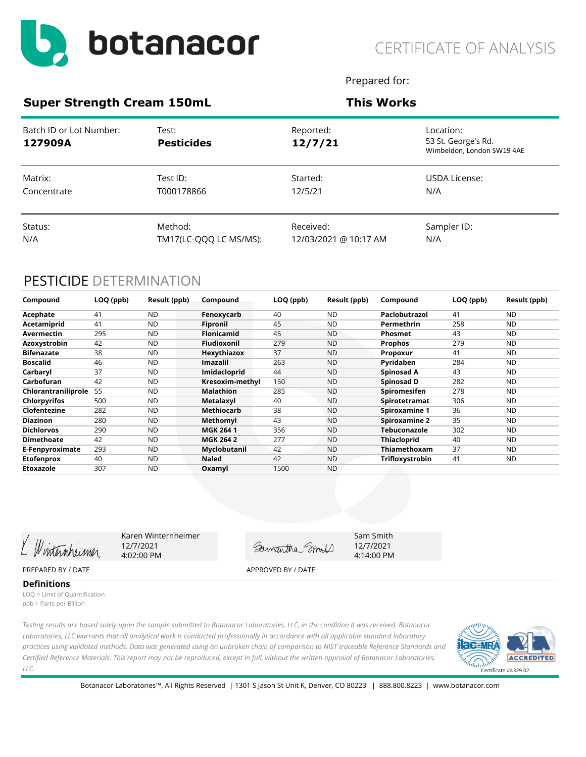botanacor

CERTIFICATE OF ANALYSIS

Prepared for:

## Super Strength Cream 150mL

**This Works**

| Batch ID or Lot Number: | Test: | Reported: | Location: |
|---|---|---|---|
| **127909A** | **Pesticides** | **12/7/21** | 53 St. George's Rd. Wimbeldon, London SW19 4AE |
| Matrix: | Test ID: | Started: | USDA License: |
| Concentrate | T000178866 | 12/5/21 | N/A |
| Status: | Method: | Received: | Sampler ID: |
| N/A | TM17(LC-QQQ LC MS/MS): | 12/03/2021 @ 10:17 AM | N/A |

## PESTICIDE DETERMINATION

| Compound | LOQ (ppb) | Result (ppb) | Compound | LOQ (ppb) | Result (ppb) | Compound | LOQ (ppb) | Result (ppb) |
|---|---|---|---|---|---|---|---|---|
| **Acephate** | 41 | ND | **Fenoxycarb** | 40 | ND | **Paclobutrazol** | 41 | ND |
| **Acetamiprid** | 41 | ND | **Fipronil** | 45 | ND | **Permethrin** | 258 | ND |
| **Avermectin** | 295 | ND | **Flonicamid** | 45 | ND | **Phosmet** | 43 | ND |
| **Azoxystrobin** | 42 | ND | **Fludioxonil** | 279 | ND | **Prophos** | 279 | ND |
| **Bifenazate** | 38 | ND | **Hexythiazox** | 37 | ND | **Propoxur** | 41 | ND |
| **Boscalid** | 46 | ND | **Imazalil** | 263 | ND | **Pyridaben** | 284 | ND |
| **Carbaryl** | 37 | ND | **Imidacloprid** | 44 | ND | **Spinosad A** | 43 | ND |
| **Carbofuran** | 42 | ND | **Kresoxim-methyl** | 150 | ND | **Spinosad D** | 282 | ND |
| **Chlorantraniliprole** | 55 | ND | **Malathion** | 285 | ND | **Spiromesifen** | 278 | ND |
| **Chlorpyrifos** | 500 | ND | **Metalaxyl** | 40 | ND | **Spirotetramat** | 306 | ND |
| **Clofentezine** | 282 | ND | **Methiocarb** | 38 | ND | **Spiroxamine 1** | 36 | ND |
| **Diazinon** | 280 | ND | **Methomyl** | 43 | ND | **Spiroxamine 2** | 35 | ND |
| **Dichlorvos** | 290 | ND | **MGK 264 1** | 356 | ND | **Tebuconazole** | 302 | ND |
| **Dimethoate** | 42 | ND | **MGK 264 2** | 277 | ND | **Thiacloprid** | 40 | ND |
| **E-Fenpyroximate** | 293 | ND | **Myclobutanil** | 42 | ND | **Thiamethoxam** | 37 | ND |
| **Etofenprox** | 40 | ND | **Naled** | 42 | ND | **Trifloxystrobin** | 41 | ND |
| **Etoxazole** | 307 | ND | **Oxamyl** | 1500 | ND | | | |

K Winternheimer — Karen Winternheimer, 12/7/2021, 4:02:00 PM

PREPARED BY / DATE

Samantha Smith — Sam Smith, 12/7/2021, 4:14:00 PM

APPROVED BY / DATE

**Definitions**

LOQ = Limit of Quantification

ppb = Parts per Billion

*Testing results are based solely upon the sample submitted to Botanacor Laboratories, LLC, in the condition it was received. Botanacor Laboratories, LLC warrants that all analytical work is conducted professionally in accordance with all applicable standard laboratory practices using validated methods. Data was generated using an unbroken chain of comparison to NIST traceable Reference Standards and Certified Reference Materials. This report may not be reproduced, except in full, without the written approval of Botanacor Laboratories, LLC.*

ilac-MRA · A2LA ACCREDITED · Certificate #4329.02

Botanacor Laboratories™, All Rights Reserved | 1301 S Jason St Unit K, Denver, CO 80223 | 888.800.8223 | www.botanacor.com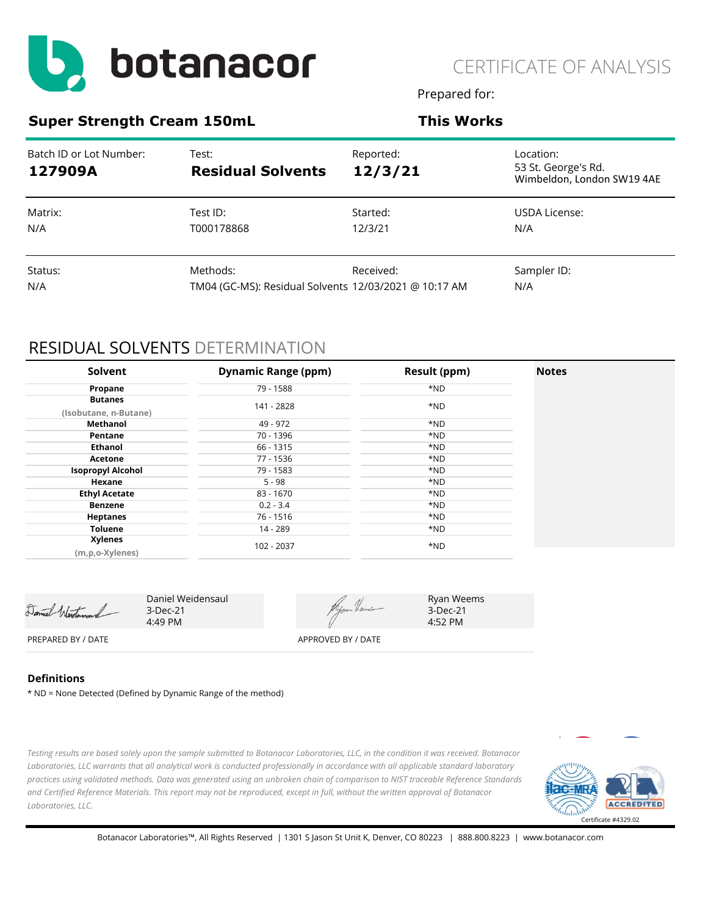# botanacor

CERTIFICATE OF ANALYSIS

Prepared for:

**Super Strength Cream 150mL**

**This Works**

| Batch ID or Lot Number: | Test: | Reported: | Location: |
|---|---|---|---|
| **127909A** | **Residual Solvents** | **12/3/21** | 53 St. George's Rd. Wimbeldon, London SW19 4AE |
| Matrix: | Test ID: | Started: | USDA License: |
| N/A | T000178868 | 12/3/21 | N/A |
| Status: | Methods: | Received: | Sampler ID: |
| N/A | TM04 (GC-MS): Residual Solvents | 12/03/2021 @ 10:17 AM | N/A |

## RESIDUAL SOLVENTS DETERMINATION

| Solvent | Dynamic Range (ppm) | Result (ppm) | Notes |
|---|---|---|---|
| **Propane** | 79 - 1588 | *ND | |
| **Butanes** (Isobutane, n-Butane) | 141 - 2828 | *ND | |
| **Methanol** | 49 - 972 | *ND | |
| **Pentane** | 70 - 1396 | *ND | |
| **Ethanol** | 66 - 1315 | *ND | |
| **Acetone** | 77 - 1536 | *ND | |
| **Isopropyl Alcohol** | 79 - 1583 | *ND | |
| **Hexane** | 5 - 98 | *ND | |
| **Ethyl Acetate** | 83 - 1670 | *ND | |
| **Benzene** | 0.2 - 3.4 | *ND | |
| **Heptanes** | 76 - 1516 | *ND | |
| **Toluene** | 14 - 289 | *ND | |
| **Xylenes** (m,p,o-Xylenes) | 102 - 2037 | *ND | |

Daniel Weidensaul
3-Dec-21
4:49 PM

PREPARED BY / DATE

Ryan Weems
3-Dec-21
4:52 PM

APPROVED BY / DATE

### Definitions

* ND = None Detected (Defined by Dynamic Range of the method)

*Testing results are based solely upon the sample submitted to Botanacor Laboratories, LLC, in the condition it was received. Botanacor Laboratories, LLC warrants that all analytical work is conducted professionally in accordance with all applicable standard laboratory practices using validated methods. Data was generated using an unbroken chain of comparison to NIST traceable Reference Standards and Certified Reference Materials. This report may not be reproduced, except in full, without the written approval of Botanacor Laboratories, LLC.*

ilac-MRA ACCREDITED Certificate #4329.02

Botanacor Laboratories™, All Rights Reserved | 1301 S Jason St Unit K, Denver, CO 80223 | 888.800.8223 | www.botanacor.com